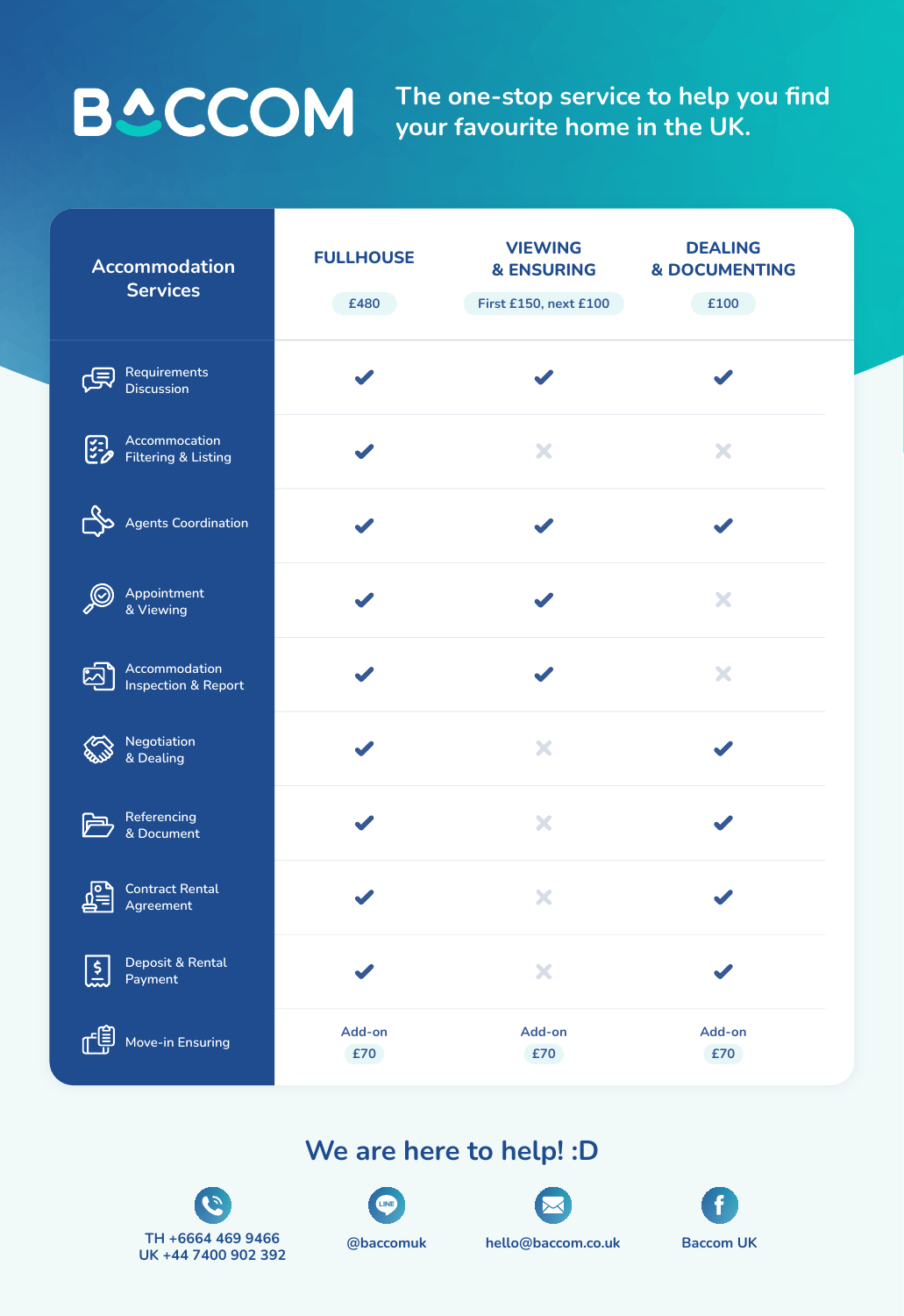# BACCOM

The one-stop service to help you find your favourite home in the UK.

| Accommodation Services | FULLHOUSE £480 | VIEWING & ENSURING First £150, next £100 | DEALING & DOCUMENTING £100 |
|---|---|---|---|
| Requirements Discussion | ✔ | ✔ | ✔ |
| Accommocation Filtering & Listing | ✔ | ✘ | ✘ |
| Agents Coordination | ✔ | ✔ | ✔ |
| Appointment & Viewing | ✔ | ✔ | ✘ |
| Accommodation Inspection & Report | ✔ | ✔ | ✘ |
| Negotiation & Dealing | ✔ | ✘ | ✔ |
| Referencing & Document | ✔ | ✘ | ✔ |
| Contract Rental Agreement | ✔ | ✘ | ✔ |
| Deposit & Rental Payment | ✔ | ✘ | ✔ |
| Move-in Ensuring | Add-on £70 | Add-on £70 | Add-on £70 |

## We are here to help! :D

TH +6664 469 9466
UK +44 7400 902 392

@baccomuk

hello@baccom.co.uk

Baccom UK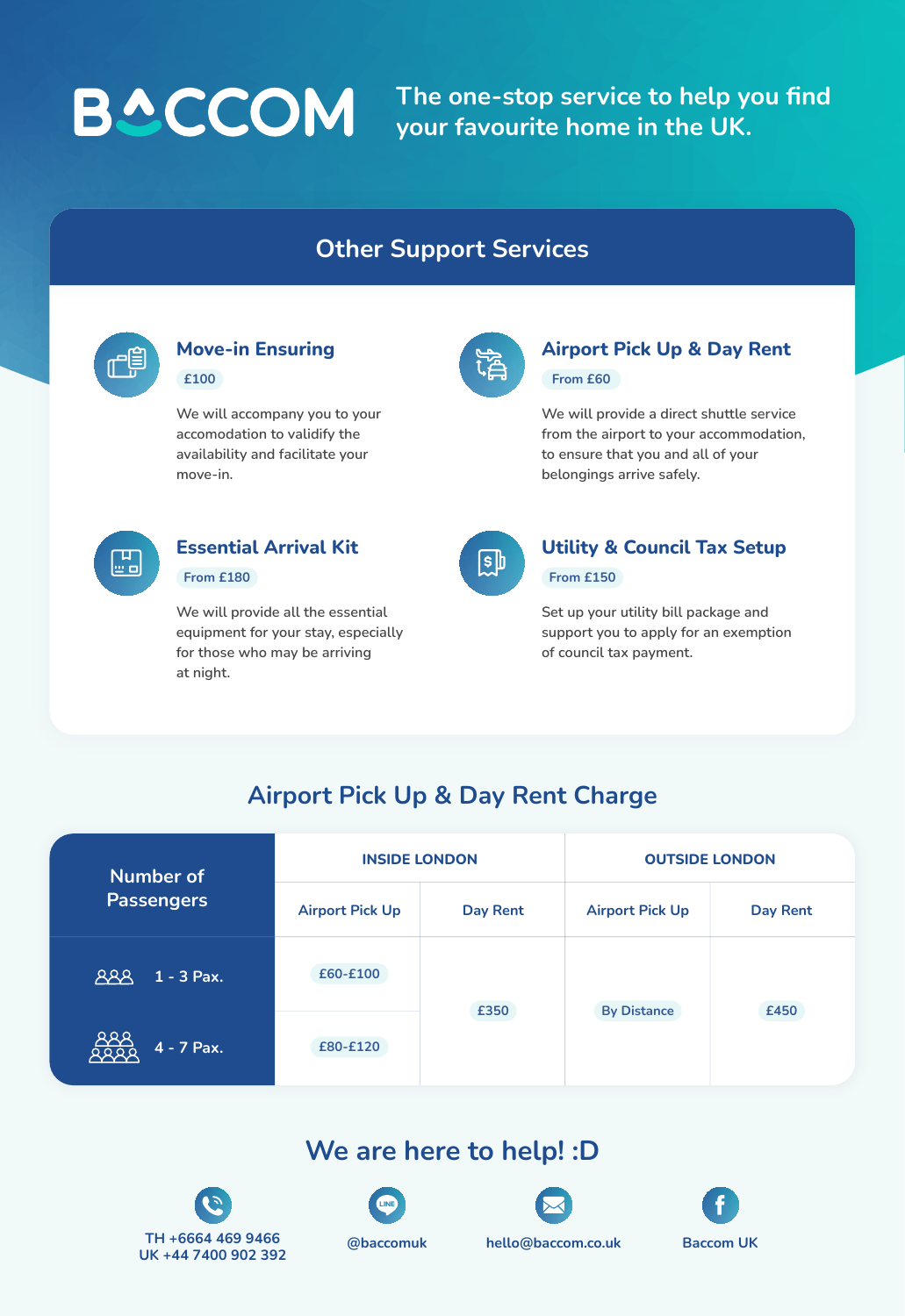# BACCOM

The one-stop service to help you find your favourite home in the UK.

## Other Support Services

### Move-in Ensuring

£100

We will accompany you to your accomodation to validify the availability and facilitate your move-in.

### Airport Pick Up & Day Rent

From £60

We will provide a direct shuttle service from the airport to your accommodation, to ensure that you and all of your belongings arrive safely.

### Essential Arrival Kit

From £180

We will provide all the essential equipment for your stay, especially for those who may be arriving at night.

### Utility & Council Tax Setup

From £150

Set up your utility bill package and support you to apply for an exemption of council tax payment.

## Airport Pick Up & Day Rent Charge

| Number of Passengers | INSIDE LONDON | | OUTSIDE LONDON | |
|---|---|---|---|---|
| | Airport Pick Up | Day Rent | Airport Pick Up | Day Rent |
| 1 - 3 Pax. | £60-£100 | £350 | By Distance | £450 |
| 4 - 7 Pax. | £80-£120 | | | |

## We are here to help! :D

TH +6664 469 9466
UK +44 7400 902 392

@baccomuk

hello@baccom.co.uk

Baccom UK